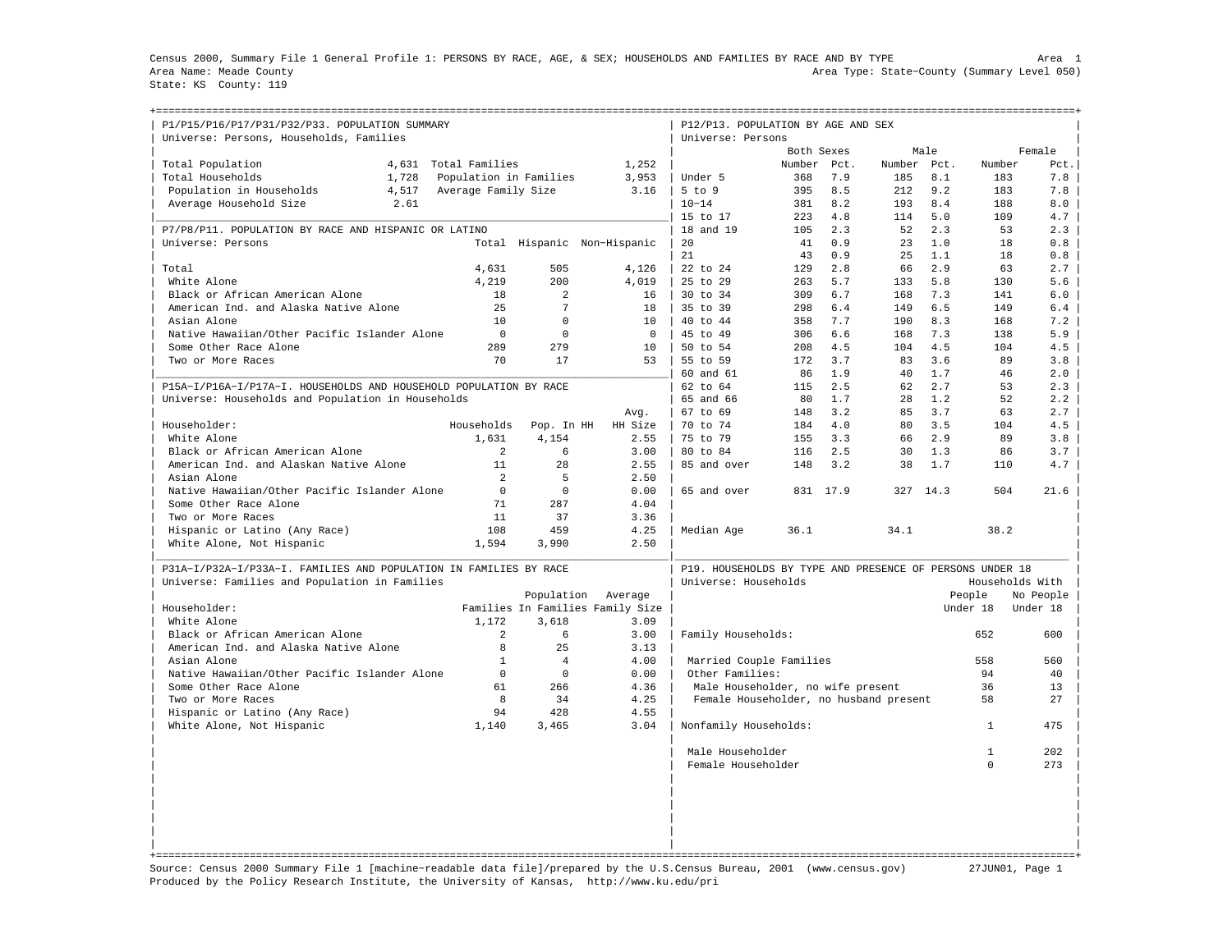Census 2000, Summary File 1 General Profile 1: PERSONS BY RACE, AGE, & SEX; HOUSEHOLDS AND FAMILIES BY RACE AND BY TYPE

Area 1

Area Name: Meade County

Area Type: State-County (Summary Level 050)

State: KS County: 119

## P1/P15/P16/P17/P31/P32/P33. POPULATION SUMMARY

Universe: Persons, Households, Families

| | | | |
|---|---|---|---|
| Total Population | 4,631 | Total Families | 1,252 |
| Total Households | 1,728 | Population in Families | 3,953 |
| Population in Households | 4,517 | Average Family Size | 3.16 |
| Average Household Size | 2.61 | | |

## P7/P8/P11. POPULATION BY RACE AND HISPANIC OR LATINO

Universe: Persons

| | Total | Hispanic | Non-Hispanic |
|---|---|---|---|
| Total | 4,631 | 505 | 4,126 |
| White Alone | 4,219 | 200 | 4,019 |
| Black or African American Alone | 18 | 2 | 16 |
| American Ind. and Alaska Native Alone | 25 | 7 | 18 |
| Asian Alone | 10 | 0 | 10 |
| Native Hawaiian/Other Pacific Islander Alone | 0 | 0 | 0 |
| Some Other Race Alone | 289 | 279 | 10 |
| Two or More Races | 70 | 17 | 53 |

## P15A-I/P16A-I/P17A-I. HOUSEHOLDS AND HOUSEHOLD POPULATION BY RACE

Universe: Households and Population in Households

| Householder: | Households | Pop. In HH | Avg. HH Size |
|---|---|---|---|
| White Alone | 1,631 | 4,154 | 2.55 |
| Black or African American Alone | 2 | 6 | 3.00 |
| American Ind. and Alaskan Native Alone | 11 | 28 | 2.55 |
| Asian Alone | 2 | 5 | 2.50 |
| Native Hawaiian/Other Pacific Islander Alone | 0 | 0 | 0.00 |
| Some Other Race Alone | 71 | 287 | 4.04 |
| Two or More Races | 11 | 37 | 3.36 |
| Hispanic or Latino (Any Race) | 108 | 459 | 4.25 |
| White Alone, Not Hispanic | 1,594 | 3,990 | 2.50 |

## P31A-I/P32A-I/P33A-I. FAMILIES AND POPULATION IN FAMILIES BY RACE

Universe: Families and Population in Families

| Householder: | Families | Population In Families | Average Family Size |
|---|---|---|---|
| White Alone | 1,172 | 3,618 | 3.09 |
| Black or African American Alone | 2 | 6 | 3.00 |
| American Ind. and Alaska Native Alone | 8 | 25 | 3.13 |
| Asian Alone | 1 | 4 | 4.00 |
| Native Hawaiian/Other Pacific Islander Alone | 0 | 0 | 0.00 |
| Some Other Race Alone | 61 | 266 | 4.36 |
| Two or More Races | 8 | 34 | 4.25 |
| Hispanic or Latino (Any Race) | 94 | 428 | 4.55 |
| White Alone, Not Hispanic | 1,140 | 3,465 | 3.04 |

## P12/P13. POPULATION BY AGE AND SEX

Universe: Persons

| | Both Sexes | | Male | | Female | |
|---|---|---|---|---|---|---|
| | Number | Pct. | Number | Pct. | Number | Pct. |
| Under 5 | 368 | 7.9 | 185 | 8.1 | 183 | 7.8 |
| 5 to 9 | 395 | 8.5 | 212 | 9.2 | 183 | 7.8 |
| 10-14 | 381 | 8.2 | 193 | 8.4 | 188 | 8.0 |
| 15 to 17 | 223 | 4.8 | 114 | 5.0 | 109 | 4.7 |
| 18 and 19 | 105 | 2.3 | 52 | 2.3 | 53 | 2.3 |
| 20 | 41 | 0.9 | 23 | 1.0 | 18 | 0.8 |
| 21 | 43 | 0.9 | 25 | 1.1 | 18 | 0.8 |
| 22 to 24 | 129 | 2.8 | 66 | 2.9 | 63 | 2.7 |
| 25 to 29 | 263 | 5.7 | 133 | 5.8 | 130 | 5.6 |
| 30 to 34 | 309 | 6.7 | 168 | 7.3 | 141 | 6.0 |
| 35 to 39 | 298 | 6.4 | 149 | 6.5 | 149 | 6.4 |
| 40 to 44 | 358 | 7.7 | 190 | 8.3 | 168 | 7.2 |
| 45 to 49 | 306 | 6.6 | 168 | 7.3 | 138 | 5.9 |
| 50 to 54 | 208 | 4.5 | 104 | 4.5 | 104 | 4.5 |
| 55 to 59 | 172 | 3.7 | 83 | 3.6 | 89 | 3.8 |
| 60 and 61 | 86 | 1.9 | 40 | 1.7 | 46 | 2.0 |
| 62 to 64 | 115 | 2.5 | 62 | 2.7 | 53 | 2.3 |
| 65 and 66 | 80 | 1.7 | 28 | 1.2 | 52 | 2.2 |
| 67 to 69 | 148 | 3.2 | 85 | 3.7 | 63 | 2.7 |
| 70 to 74 | 184 | 4.0 | 80 | 3.5 | 104 | 4.5 |
| 75 to 79 | 155 | 3.3 | 66 | 2.9 | 89 | 3.8 |
| 80 to 84 | 116 | 2.5 | 30 | 1.3 | 86 | 3.7 |
| 85 and over | 148 | 3.2 | 38 | 1.7 | 110 | 4.7 |
| 65 and over | 831 | 17.9 | 327 | 14.3 | 504 | 21.6 |
| Median Age | 36.1 | | 34.1 | | 38.2 | |

## P19. HOUSEHOLDS BY TYPE AND PRESENCE OF PERSONS UNDER 18

Universe: Households

| | Households With People Under 18 | No People Under 18 |
|---|---|---|
| Family Households: | 652 | 600 |
| Married Couple Families | 558 | 560 |
| Other Families: | 94 | 40 |
| Male Householder, no wife present | 36 | 13 |
| Female Householder, no husband present | 58 | 27 |
| Nonfamily Households: | 1 | 475 |
| Male Householder | 1 | 202 |
| Female Householder | 0 | 273 |

Source: Census 2000 Summary File 1 [machine-readable data file]/prepared by the U.S.Census Bureau, 2001 (www.census.gov) 27JUN01

Produced by the Policy Research Institute, the University of Kansas, http://www.ku.edu/pri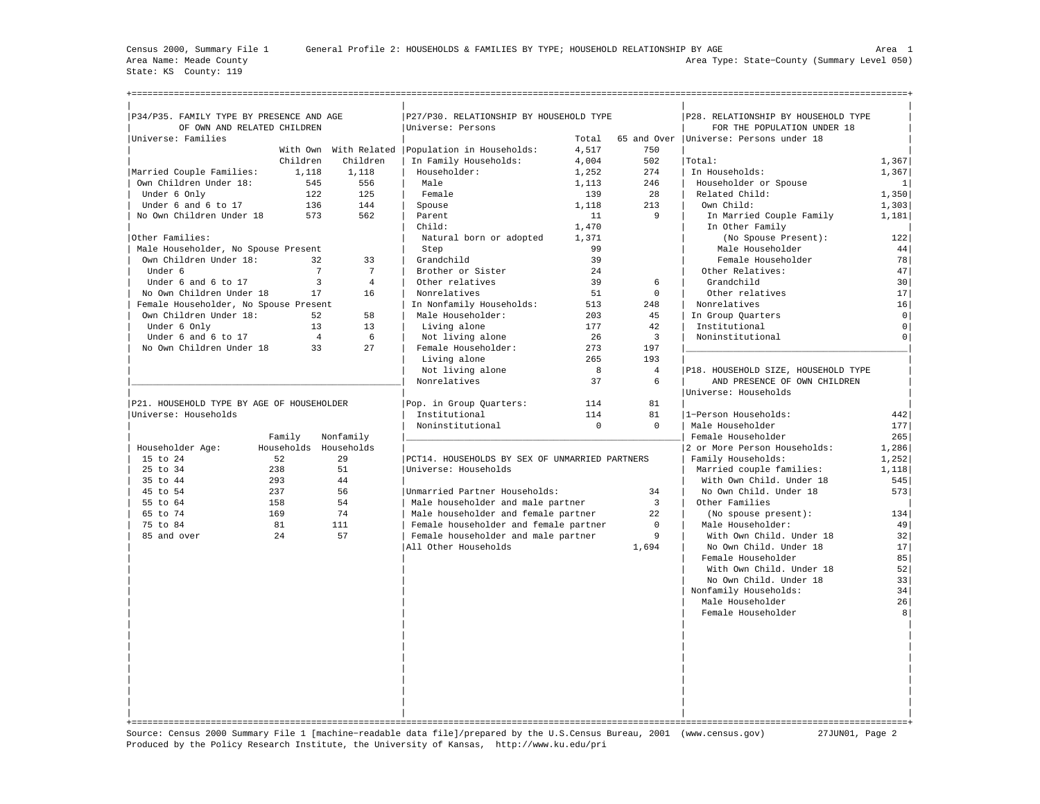Census 2000, Summary File 1 — General Profile 2: HOUSEHOLDS & FAMILIES BY TYPE; HOUSEHOLD RELATIONSHIP BY AGE — Area 1

Area Name: Meade County — Area Type: State-County (Summary Level 050)

State: KS County: 119

## P34/P35. FAMILY TYPE BY PRESENCE AND AGE OF OWN AND RELATED CHILDREN

Universe: Families

| | With Own Children | With Related Children |
|---|---|---|
| Married Couple Families: | 1,118 | 1,118 |
| Own Children Under 18: | 545 | 556 |
| Under 6 Only | 122 | 125 |
| Under 6 and 6 to 17 | 136 | 144 |
| No Own Children Under 18 | 573 | 562 |
| Other Families: | | |
| Male Householder, No Spouse Present | | |
| Own Children Under 18: | 32 | 33 |
| Under 6 | 7 | 7 |
| Under 6 and 6 to 17 | 3 | 4 |
| No Own Children Under 18 | 17 | 16 |
| Female Householder, No Spouse Present | | |
| Own Children Under 18: | 52 | 58 |
| Under 6 Only | 13 | 13 |
| Under 6 and 6 to 17 | 4 | 6 |
| No Own Children Under 18 | 33 | 27 |

## P21. HOUSEHOLD TYPE BY AGE OF HOUSEHOLDER

Universe: Households

| Householder Age: | Family Households | Nonfamily Households |
|---|---|---|
| 15 to 24 | 52 | 29 |
| 25 to 34 | 238 | 51 |
| 35 to 44 | 293 | 44 |
| 45 to 54 | 237 | 56 |
| 55 to 64 | 158 | 54 |
| 65 to 74 | 169 | 74 |
| 75 to 84 | 81 | 111 |
| 85 and over | 24 | 57 |

## P27/P30. RELATIONSHIP BY HOUSEHOLD TYPE

Universe: Persons

| | Total | 65 and Over |
|---|---|---|
| Population in Households: | 4,517 | 750 |
| In Family Households: | 4,004 | 502 |
| Householder: | 1,252 | 274 |
| Male | 1,113 | 246 |
| Female | 139 | 28 |
| Spouse | 1,118 | 213 |
| Parent | 11 | 9 |
| Child: | 1,470 | |
| Natural born or adopted | 1,371 | |
| Step | 99 | |
| Grandchild | 39 | |
| Brother or Sister | 24 | |
| Other relatives | 39 | 6 |
| Nonrelatives | 51 | 0 |
| In Nonfamily Households: | 513 | 248 |
| Male Householder: | 203 | 45 |
| Living alone | 177 | 42 |
| Not living alone | 26 | 3 |
| Female Householder: | 273 | 197 |
| Living alone | 265 | 193 |
| Not living alone | 8 | 4 |
| Nonrelatives | 37 | 6 |
| Pop. in Group Quarters: | 114 | 81 |
| Institutional | 114 | 81 |
| Noninstitutional | 0 | 0 |

## PCT14. HOUSEHOLDS BY SEX OF UNMARRIED PARTNERS

Universe: Households

| | |
|---|---|
| Unmarried Partner Households: | 34 |
| Male householder and male partner | 3 |
| Male householder and female partner | 22 |
| Female householder and female partner | 0 |
| Female householder and male partner | 9 |
| All Other Households | 1,694 |

## P28. RELATIONSHIP BY HOUSEHOLD TYPE FOR THE POPULATION UNDER 18

Universe: Persons under 18

| | |
|---|---|
| Total: | 1,367 |
| In Households: | 1,367 |
| Householder or Spouse | 1 |
| Related Child: | 1,350 |
| Own Child: | 1,303 |
| In Married Couple Family | 1,181 |
| In Other Family (No Spouse Present): | 122 |
| Male Householder | 44 |
| Female Householder | 78 |
| Other Relatives: | 47 |
| Grandchild | 30 |
| Other relatives | 17 |
| Nonrelatives | 16 |
| In Group Quarters | 0 |
| Institutional | 0 |
| Noninstitutional | 0 |

## P18. HOUSEHOLD SIZE, HOUSEHOLD TYPE AND PRESENCE OF OWN CHILDREN

Universe: Households

| | |
|---|---|
| 1-Person Households: | 442 |
| Male Householder | 177 |
| Female Householder | 265 |
| 2 or More Person Households: | 1,286 |
| Family Households: | 1,252 |
| Married couple families: | 1,118 |
| With Own Child. Under 18 | 545 |
| No Own Child. Under 18 | 573 |
| Other Families (No spouse present): | 134 |
| Male Householder: | 49 |
| With Own Child. Under 18 | 32 |
| No Own Child. Under 18 | 17 |
| Female Householder | 85 |
| With Own Child. Under 18 | 52 |
| No Own Child. Under 18 | 33 |
| Nonfamily Households: | 34 |
| Male Householder | 26 |
| Female Householder | 8 |

Source: Census 2000 Summary File 1 [machine-readable data file]/prepared by the U.S.Census Bureau, 2001 (www.census.gov) 27JUN01, Page 2
Produced by the Policy Research Institute, the University of Kansas, http://www.ku.edu/pri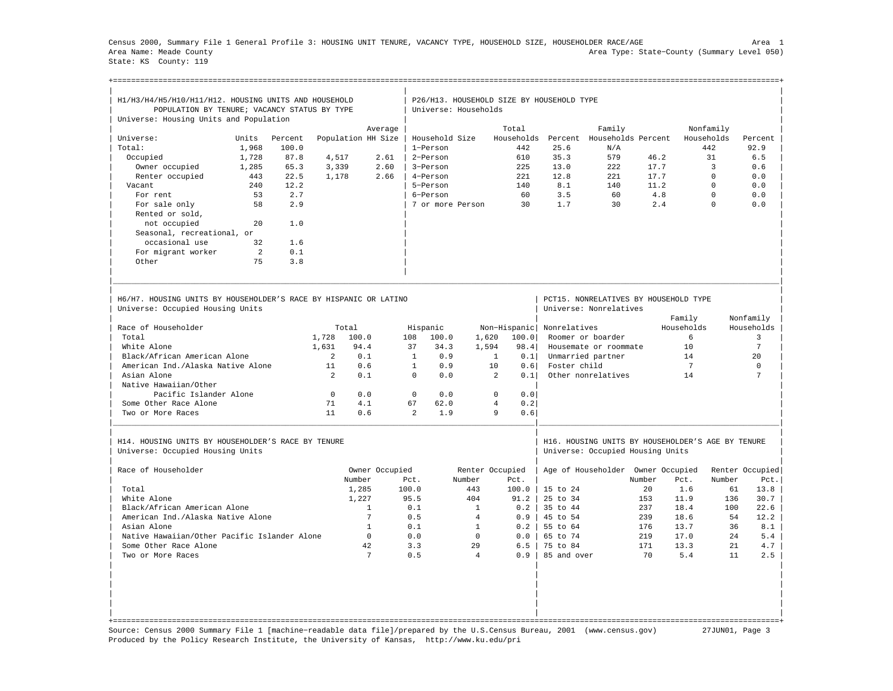Census 2000, Summary File 1 General Profile 3: HOUSING UNIT TENURE, VACANCY TYPE, HOUSEHOLD SIZE, HOUSEHOLDER RACE/AGE

Area Name: Meade County
State: KS County: 119

Area 1
Area Type: State-County (Summary Level 050)

## H1/H3/H4/H5/H10/H11/H12. HOUSING UNITS AND HOUSEHOLD POPULATION BY TENURE; VACANCY STATUS BY TYPE

Universe: Housing Units and Population

| Universe: | Units | Percent | Population | Average HH Size |
|---|---|---|---|---|
| Total: | 1,968 | 100.0 | | |
| Occupied | 1,728 | 87.8 | 4,517 | 2.61 |
| Owner occupied | 1,285 | 65.3 | 3,339 | 2.60 |
| Renter occupied | 443 | 22.5 | 1,178 | 2.66 |
| Vacant | 240 | 12.2 | | |
| For rent | 53 | 2.7 | | |
| For sale only | 58 | 2.9 | | |
| Rented or sold, not occupied | 20 | 1.0 | | |
| Seasonal, recreational, or occasional use | 32 | 1.6 | | |
| For migrant worker | 2 | 0.1 | | |
| Other | 75 | 3.8 | | |

## P26/H13. HOUSEHOLD SIZE BY HOUSEHOLD TYPE

Universe: Households

| Household Size | Total Households | Percent | Family Households | Percent | Nonfamily Households | Percent |
|---|---|---|---|---|---|---|
| 1-Person | 442 | 25.6 | N/A | | 442 | 92.9 |
| 2-Person | 610 | 35.3 | 579 | 46.2 | 31 | 6.5 |
| 3-Person | 225 | 13.0 | 222 | 17.7 | 3 | 0.6 |
| 4-Person | 221 | 12.8 | 221 | 17.7 | 0 | 0.0 |
| 5-Person | 140 | 8.1 | 140 | 11.2 | 0 | 0.0 |
| 6-Person | 60 | 3.5 | 60 | 4.8 | 0 | 0.0 |
| 7 or more Person | 30 | 1.7 | 30 | 2.4 | 0 | 0.0 |

## H6/H7. HOUSING UNITS BY HOUSEHOLDER'S RACE BY HISPANIC OR LATINO

Universe: Occupied Housing Units

| Race of Householder | Total | | Hispanic | | Non-Hispanic | |
|---|---|---|---|---|---|---|
| Total | 1,728 | 100.0 | 108 | 100.0 | 1,620 | 100.0 |
| White Alone | 1,631 | 94.4 | 37 | 34.3 | 1,594 | 98.4 |
| Black/African American Alone | 2 | 0.1 | 1 | 0.9 | 1 | 0.1 |
| American Ind./Alaska Native Alone | 11 | 0.6 | 1 | 0.9 | 10 | 0.6 |
| Asian Alone | 2 | 0.1 | 0 | 0.0 | 2 | 0.1 |
| Native Hawaiian/Other Pacific Islander Alone | 0 | 0.0 | 0 | 0.0 | 0 | 0.0 |
| Some Other Race Alone | 71 | 4.1 | 67 | 62.0 | 4 | 0.2 |
| Two or More Races | 11 | 0.6 | 2 | 1.9 | 9 | 0.6 |

## PCT15. NONRELATIVES BY HOUSEHOLD TYPE

Universe: Nonrelatives

| Nonrelatives | Family Households | Nonfamily Households |
|---|---|---|
| Roomer or boarder | 6 | 3 |
| Housemate or roommate | 10 | 7 |
| Unmarried partner | 14 | 20 |
| Foster child | 7 | 0 |
| Other nonrelatives | 14 | 7 |

## H14. HOUSING UNITS BY HOUSEHOLDER'S RACE BY TENURE

Universe: Occupied Housing Units

| Race of Householder | Owner Occupied Number | Pct. | Renter Occupied Number | Pct. |
|---|---|---|---|---|
| Total | 1,285 | 100.0 | 443 | 100.0 |
| White Alone | 1,227 | 95.5 | 404 | 91.2 |
| Black/African American Alone | 1 | 0.1 | 1 | 0.2 |
| American Ind./Alaska Native Alone | 7 | 0.5 | 4 | 0.9 |
| Asian Alone | 1 | 0.1 | 1 | 0.2 |
| Native Hawaiian/Other Pacific Islander Alone | 0 | 0.0 | 0 | 0.0 |
| Some Other Race Alone | 42 | 3.3 | 29 | 6.5 |
| Two or More Races | 7 | 0.5 | 4 | 0.9 |

## H16. HOUSING UNITS BY HOUSEHOLDER'S AGE BY TENURE

Universe: Occupied Housing Units

| Age of Householder | Owner Occupied Number | Pct. | Renter Occupied Number | Pct. |
|---|---|---|---|---|
| 15 to 24 | 20 | 1.6 | 61 | 13.8 |
| 25 to 34 | 153 | 11.9 | 136 | 30.7 |
| 35 to 44 | 237 | 18.4 | 100 | 22.6 |
| 45 to 54 | 239 | 18.6 | 54 | 12.2 |
| 55 to 64 | 176 | 13.7 | 36 | 8.1 |
| 65 to 74 | 219 | 17.0 | 24 | 5.4 |
| 75 to 84 | 171 | 13.3 | 21 | 4.7 |
| 85 and over | 70 | 5.4 | 11 | 2.5 |

Source: Census 2000 Summary File 1 [machine-readable data file]/prepared by the U.S.Census Bureau, 2001 (www.census.gov) 27JUN01

Produced by the Policy Research Institute, the University of Kansas, http://www.ku.edu/pri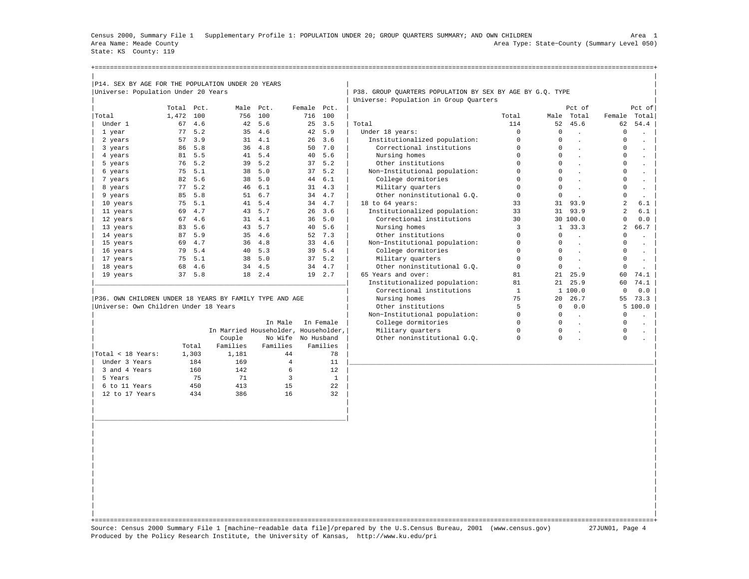Census 2000, Summary File 1 Supplementary Profile 1: POPULATION UNDER 20; GROUP QUARTERS SUMMARY; AND OWN CHILDREN

Area 1

Area Name: Meade County

Area Type: State-County (Summary Level 050)

State: KS County: 119

## P14. SEX BY AGE FOR THE POPULATION UNDER 20 YEARS

Universe: Population Under 20 Years

| | Total | Pct. | Male | Pct. | Female | Pct. |
|---|---|---|---|---|---|---|
| Total | 1,472 | 100 | 756 | 100 | 716 | 100 |
| Under 1 | 67 | 4.6 | 42 | 5.6 | 25 | 3.5 |
| 1 year | 77 | 5.2 | 35 | 4.6 | 42 | 5.9 |
| 2 years | 57 | 3.9 | 31 | 4.1 | 26 | 3.6 |
| 3 years | 86 | 5.8 | 36 | 4.8 | 50 | 7.0 |
| 4 years | 81 | 5.5 | 41 | 5.4 | 40 | 5.6 |
| 5 years | 76 | 5.2 | 39 | 5.2 | 37 | 5.2 |
| 6 years | 75 | 5.1 | 38 | 5.0 | 37 | 5.2 |
| 7 years | 82 | 5.6 | 38 | 5.0 | 44 | 6.1 |
| 8 years | 77 | 5.2 | 46 | 6.1 | 31 | 4.3 |
| 9 years | 85 | 5.8 | 51 | 6.7 | 34 | 4.7 |
| 10 years | 75 | 5.1 | 41 | 5.4 | 34 | 4.7 |
| 11 years | 69 | 4.7 | 43 | 5.7 | 26 | 3.6 |
| 12 years | 67 | 4.6 | 31 | 4.1 | 36 | 5.0 |
| 13 years | 83 | 5.6 | 43 | 5.7 | 40 | 5.6 |
| 14 years | 87 | 5.9 | 35 | 4.6 | 52 | 7.3 |
| 15 years | 69 | 4.7 | 36 | 4.8 | 33 | 4.6 |
| 16 years | 79 | 5.4 | 40 | 5.3 | 39 | 5.4 |
| 17 years | 75 | 5.1 | 38 | 5.0 | 37 | 5.2 |
| 18 years | 68 | 4.6 | 34 | 4.5 | 34 | 4.7 |
| 19 years | 37 | 5.8 | 18 | 2.4 | 19 | 2.7 |

## P36. OWN CHILDREN UNDER 18 YEARS BY FAMILY TYPE AND AGE

Universe: Own Children Under 18 Years

| | Total | In Married Couple Families | In Male Householder, No Wife Families | In Female Householder, No Husband Families |
|---|---|---|---|---|
| Total < 18 Years: | 1,303 | 1,181 | 44 | 78 |
| Under 3 Years | 184 | 169 | 4 | 11 |
| 3 and 4 Years | 160 | 142 | 6 | 12 |
| 5 Years | 75 | 71 | 3 | 1 |
| 6 to 11 Years | 450 | 413 | 15 | 22 |
| 12 to 17 Years | 434 | 386 | 16 | 32 |

## P38. GROUP QUARTERS POPULATION BY SEX BY AGE BY G.Q. TYPE

Universe: Population in Group Quarters

| | Total | Male | Pct of Total | Female | Pct of Total |
|---|---|---|---|---|---|
| Total | 114 | 52 | 45.6 | 62 | 54.4 |
| Under 18 years: | 0 | 0 | . | 0 | . |
| Institutionalized population: | 0 | 0 | . | 0 | . |
| Correctional institutions | 0 | 0 | . | 0 | . |
| Nursing homes | 0 | 0 | . | 0 | . |
| Other institutions | 0 | 0 | . | 0 | . |
| Non-Institutional population: | 0 | 0 | . | 0 | . |
| College dormitories | 0 | 0 | . | 0 | . |
| Military quarters | 0 | 0 | . | 0 | . |
| Other noninstitutional G.Q. | 0 | 0 | . | 0 | . |
| 18 to 64 years: | 33 | 31 | 93.9 | 2 | 6.1 |
| Institutionalized population: | 33 | 31 | 93.9 | 2 | 6.1 |
| Correctional institutions | 30 | 30 | 100.0 | 0 | 0.0 |
| Nursing homes | 3 | 1 | 33.3 | 2 | 66.7 |
| Other institutions | 0 | 0 | . | 0 | . |
| Non-Institutional population: | 0 | 0 | . | 0 | . |
| College dormitories | 0 | 0 | . | 0 | . |
| Military quarters | 0 | 0 | . | 0 | . |
| Other noninstitutional G.Q. | 0 | 0 | . | 0 | . |
| 65 Years and over: | 81 | 21 | 25.9 | 60 | 74.1 |
| Institutionalized population: | 81 | 21 | 25.9 | 60 | 74.1 |
| Correctional institutions | 1 | 1 | 100.0 | 0 | 0.0 |
| Nursing homes | 75 | 20 | 26.7 | 55 | 73.3 |
| Other institutions | 5 | 0 | 0.0 | 5 | 100.0 |
| Non-Institutional population: | 0 | 0 | . | 0 | . |
| College dormitories | 0 | 0 | . | 0 | . |
| Military quarters | 0 | 0 | . | 0 | . |
| Other noninstitutional G.Q. | 0 | 0 | . | 0 | . |

Source: Census 2000 Summary File 1 [machine-readable data file]/prepared by the U.S.Census Bureau, 2001 (www.census.gov) 27JUN01

Produced by the Policy Research Institute, the University of Kansas, http://www.ku.edu/pri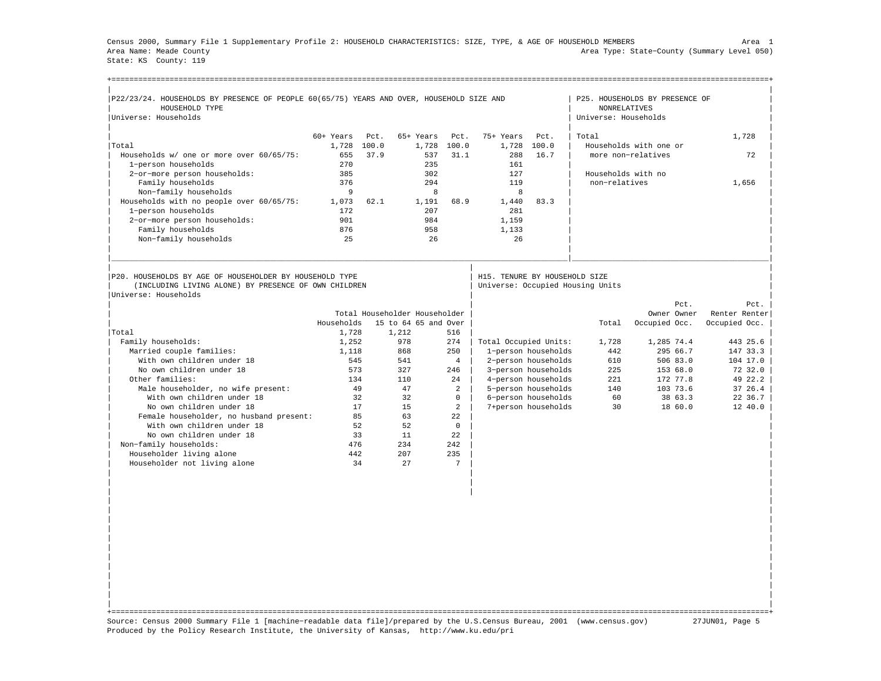Census 2000, Summary File 1 Supplementary Profile 2: HOUSEHOLD CHARACTERISTICS: SIZE, TYPE, & AGE OF HOUSEHOLD MEMBERS Area 1
Area Name: Meade County Area Type: State-County (Summary Level 050)
State: KS County: 119

## P22/23/24. HOUSEHOLDS BY PRESENCE OF PEOPLE 60(65/75) YEARS AND OVER, HOUSEHOLD SIZE AND HOUSEHOLD TYPE

Universe: Households

| | 60+ Years | Pct. | 65+ Years | Pct. | 75+ Years | Pct. |
|---|---|---|---|---|---|---|
| Total | 1,728 | 100.0 | 1,728 | 100.0 | 1,728 | 100.0 |
| Households w/ one or more over 60/65/75: | 655 | 37.9 | 537 | 31.1 | 288 | 16.7 |
| 1-person households | 270 | | 235 | | 161 | |
| 2-or-more person households: | 385 | | 302 | | 127 | |
| Family households | 376 | | 294 | | 119 | |
| Non-family households | 9 | | 8 | | 8 | |
| Households with no people over 60/65/75: | 1,073 | 62.1 | 1,191 | 68.9 | 1,440 | 83.3 |
| 1-person households | 172 | | 207 | | 281 | |
| 2-or-more person households: | 901 | | 984 | | 1,159 | |
| Family households | 876 | | 958 | | 1,133 | |
| Non-family households | 25 | | 26 | | 26 | |

## P25. HOUSEHOLDS BY PRESENCE OF NONRELATIVES

Universe: Households

| | |
|---|---|
| Total | 1,728 |
| Households with one or more non-relatives | 72 |
| Households with no non-relatives | 1,656 |

## P20. HOUSEHOLDS BY AGE OF HOUSEHOLDER BY HOUSEHOLD TYPE (INCLUDING LIVING ALONE) BY PRESENCE OF OWN CHILDREN

Universe: Households

| | Total Households | Householder 15 to 64 | Householder 65 and Over |
|---|---|---|---|
| Total | 1,728 | 1,212 | 516 |
| Family households: | 1,252 | 978 | 274 |
| Married couple families: | 1,118 | 868 | 250 |
| With own children under 18 | 545 | 541 | 4 |
| No own children under 18 | 573 | 327 | 246 |
| Other families: | 134 | 110 | 24 |
| Male householder, no wife present: | 49 | 47 | 2 |
| With own children under 18 | 32 | 32 | 0 |
| No own children under 18 | 17 | 15 | 2 |
| Female householder, no husband present: | 85 | 63 | 22 |
| With own children under 18 | 52 | 52 | 0 |
| No own children under 18 | 33 | 11 | 22 |
| Non-family households: | 476 | 234 | 242 |
| Householder living alone | 442 | 207 | 235 |
| Householder not living alone | 34 | 27 | 7 |

## H15. TENURE BY HOUSEHOLD SIZE

Universe: Occupied Housing Units

| | Total | Owner Occupied | Pct. Owner Occ. | Renter Occupied | Pct. Renter Occ. |
|---|---|---|---|---|---|
| Total Occupied Units: | 1,728 | 1,285 | 74.4 | 443 | 25.6 |
| 1-person households | 442 | 295 | 66.7 | 147 | 33.3 |
| 2-person households | 610 | 506 | 83.0 | 104 | 17.0 |
| 3-person households | 225 | 153 | 68.0 | 72 | 32.0 |
| 4-person households | 221 | 172 | 77.8 | 49 | 22.2 |
| 5-person households | 140 | 103 | 73.6 | 37 | 26.4 |
| 6-person households | 60 | 38 | 63.3 | 22 | 36.7 |
| 7+person households | 30 | 18 | 60.0 | 12 | 40.0 |

Source: Census 2000 Summary File 1 [machine-readable data file]/prepared by the U.S.Census Bureau, 2001 (www.census.gov) 27JUN01
Produced by the Policy Research Institute, the University of Kansas, http://www.ku.edu/pri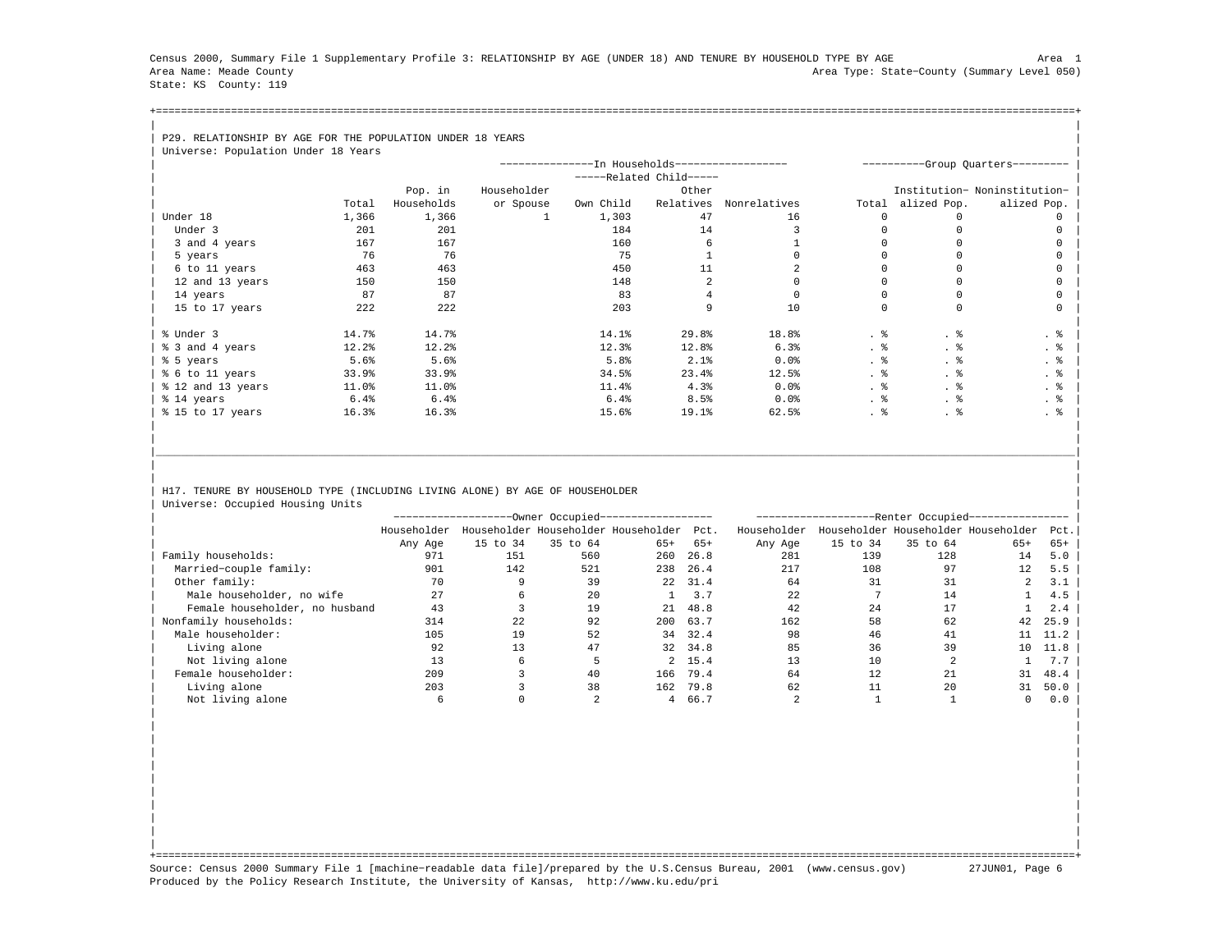Census 2000, Summary File 1 Supplementary Profile 3: RELATIONSHIP BY AGE (UNDER 18) AND TENURE BY HOUSEHOLD TYPE BY AGE

Area 1

Area Name: Meade County

Area Type: State-County (Summary Level 050)

State: KS County: 119

## P29. RELATIONSHIP BY AGE FOR THE POPULATION UNDER 18 YEARS

Universe: Population Under 18 Years

| | | In Households | | | | | Group Quarters | | |
|---|---|---|---|---|---|---|---|---|---|
| | | | | Related Child | | | | | |
| | Total | Pop. in Households | Householder or Spouse | Own Child | Other Relatives | Nonrelatives | Total | Institutionalized Pop. | Noninstitutionalized Pop. |
| Under 18 | 1,366 | 1,366 | 1 | 1,303 | 47 | 16 | 0 | 0 | 0 |
| Under 3 | 201 | 201 | | 184 | 14 | 3 | 0 | 0 | 0 |
| 3 and 4 years | 167 | 167 | | 160 | 6 | 1 | 0 | 0 | 0 |
| 5 years | 76 | 76 | | 75 | 1 | 0 | 0 | 0 | 0 |
| 6 to 11 years | 463 | 463 | | 450 | 11 | 2 | 0 | 0 | 0 |
| 12 and 13 years | 150 | 150 | | 148 | 2 | 0 | 0 | 0 | 0 |
| 14 years | 87 | 87 | | 83 | 4 | 0 | 0 | 0 | 0 |
| 15 to 17 years | 222 | 222 | | 203 | 9 | 10 | 0 | 0 | 0 |
| % Under 3 | 14.7% | 14.7% | | 14.1% | 29.8% | 18.8% | . % | . % | . % |
| % 3 and 4 years | 12.2% | 12.2% | | 12.3% | 12.8% | 6.3% | . % | . % | . % |
| % 5 years | 5.6% | 5.6% | | 5.8% | 2.1% | 0.0% | . % | . % | . % |
| % 6 to 11 years | 33.9% | 33.9% | | 34.5% | 23.4% | 12.5% | . % | . % | . % |
| % 12 and 13 years | 11.0% | 11.0% | | 11.4% | 4.3% | 0.0% | . % | . % | . % |
| % 14 years | 6.4% | 6.4% | | 6.4% | 8.5% | 0.0% | . % | . % | . % |
| % 15 to 17 years | 16.3% | 16.3% | | 15.6% | 19.1% | 62.5% | . % | . % | . % |

## H17. TENURE BY HOUSEHOLD TYPE (INCLUDING LIVING ALONE) BY AGE OF HOUSEHOLDER

Universe: Occupied Housing Units

| | Owner Occupied | | | | | Renter Occupied | | | | |
|---|---|---|---|---|---|---|---|---|---|---|
| | Householder Any Age | Householder 15 to 34 | Householder 35 to 64 | Householder 65+ | Pct. 65+ | Householder Any Age | Householder 15 to 34 | Householder 35 to 64 | Householder 65+ | Pct. 65+ |
| Family households: | 971 | 151 | 560 | 260 | 26.8 | 281 | 139 | 128 | 14 | 5.0 |
| Married-couple family: | 901 | 142 | 521 | 238 | 26.4 | 217 | 108 | 97 | 12 | 5.5 |
| Other family: | 70 | 9 | 39 | 22 | 31.4 | 64 | 31 | 31 | 2 | 3.1 |
| Male householder, no wife | 27 | 6 | 20 | 1 | 3.7 | 22 | 7 | 14 | 1 | 4.5 |
| Female householder, no husband | 43 | 3 | 19 | 21 | 48.8 | 42 | 24 | 17 | 1 | 2.4 |
| Nonfamily households: | 314 | 22 | 92 | 200 | 63.7 | 162 | 58 | 62 | 42 | 25.9 |
| Male householder: | 105 | 19 | 52 | 34 | 32.4 | 98 | 46 | 41 | 11 | 11.2 |
| Living alone | 92 | 13 | 47 | 32 | 34.8 | 85 | 36 | 39 | 10 | 11.8 |
| Not living alone | 13 | 6 | 5 | 2 | 15.4 | 13 | 10 | 2 | 1 | 7.7 |
| Female householder: | 209 | 3 | 40 | 166 | 79.4 | 64 | 12 | 21 | 31 | 48.4 |
| Living alone | 203 | 3 | 38 | 162 | 79.8 | 62 | 11 | 20 | 31 | 50.0 |
| Not living alone | 6 | 0 | 2 | 4 | 66.7 | 2 | 1 | 1 | 0 | 0.0 |

Source: Census 2000 Summary File 1 [machine-readable data file]/prepared by the U.S.Census Bureau, 2001 (www.census.gov) 27JUN01

Produced by the Policy Research Institute, the University of Kansas, http://www.ku.edu/pri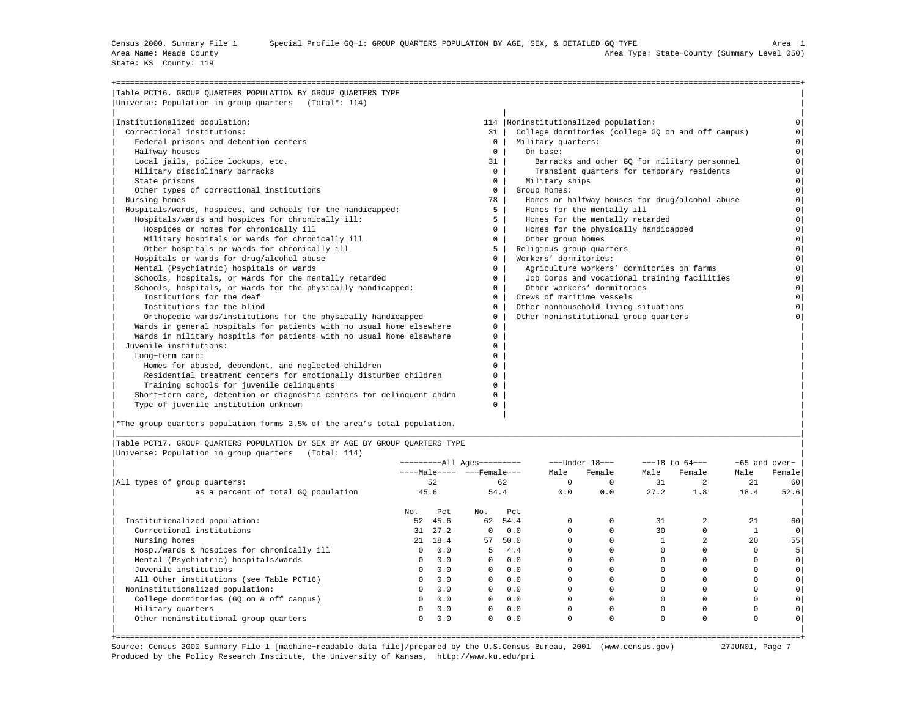Census 2000, Summary File 1 Special Profile GQ-1: GROUP QUARTERS POPULATION BY AGE, SEX, & DETAILED GQ TYPE Area 1
Area Name: Meade County Area Type: State-County (Summary Level 050)
State: KS County: 119

## Table PCT16. GROUP QUARTERS POPULATION BY GROUP QUARTERS TYPE

Universe: Population in group quarters (Total*: 114)

| | | | |
|---|---|---|---|
| Institutionalized population: | 114 | Noninstitutionalized population: | 0 |
| Correctional institutions: | 31 | College dormitories (college GQ on and off campus) | 0 |
| Federal prisons and detention centers | 0 | Military quarters: | 0 |
| Halfway houses | 0 | On base: | 0 |
| Local jails, police lockups, etc. | 31 | Barracks and other GQ for military personnel | 0 |
| Military disciplinary barracks | 0 | Transient quarters for temporary residents | 0 |
| State prisons | 0 | Military ships | 0 |
| Other types of correctional institutions | 0 | Group homes: | 0 |
| Nursing homes | 78 | Homes or halfway houses for drug/alcohol abuse | 0 |
| Hospitals/wards, hospices, and schools for the handicapped: | 5 | Homes for the mentally ill | 0 |
| Hospitals/wards and hospices for chronically ill: | 5 | Homes for the mentally retarded | 0 |
| Hospices or homes for chronically ill | 0 | Homes for the physically handicapped | 0 |
| Military hospitals or wards for chronically ill | 0 | Other group homes | 0 |
| Other hospitals or wards for chronically ill | 5 | Religious group quarters | 0 |
| Hospitals or wards for drug/alcohol abuse | 0 | Workers' dormitories: | 0 |
| Mental (Psychiatric) hospitals or wards | 0 | Agriculture workers' dormitories on farms | 0 |
| Schools, hospitals, or wards for the mentally retarded | 0 | Job Corps and vocational training facilities | 0 |
| Schools, hospitals, or wards for the physically handicapped: | 0 | Other workers' dormitories | 0 |
| Institutions for the deaf | 0 | Crews of maritime vessels | 0 |
| Institutions for the blind | 0 | Other nonhousehold living situations | 0 |
| Orthopedic wards/institutions for the physically handicapped | 0 | Other noninstitutional group quarters | 0 |
| Wards in general hospitals for patients with no usual home elsewhere | 0 | | |
| Wards in military hospitls for patients with no usual home elsewhere | 0 | | |
| Juvenile institutions: | 0 | | |
| Long-term care: | 0 | | |
| Homes for abused, dependent, and neglected children | 0 | | |
| Residential treatment centers for emotionally disturbed children | 0 | | |
| Training schools for juvenile delinquents | 0 | | |
| Short-term care, detention or diagnostic centers for delinquent chdrn | 0 | | |
| Type of juvenile institution unknown | 0 | | |

*The group quarters population forms 2.5% of the area's total population.

## Table PCT17. GROUP QUARTERS POPULATION BY SEX BY AGE BY GROUP QUARTERS TYPE

Universe: Population in group quarters (Total: 114)

| | All Ages | | | | Under 18 | | 18 to 64 | | 65 and over | |
|---|---|---|---|---|---|---|---|---|---|---|
| | Male | | Female | | Male | Female | Male | Female | Male | Female |
| All types of group quarters: | 52 | | 62 | | 0 | 0 | 31 | 2 | 21 | 60 |
| as a percent of total GQ population | 45.6 | | 54.4 | | 0.0 | 0.0 | 27.2 | 1.8 | 18.4 | 52.6 |
| | No. | Pct | No. | Pct | | | | | | |
| Institutionalized population: | 52 | 45.6 | 62 | 54.4 | 0 | 0 | 31 | 2 | 21 | 60 |
| Correctional institutions | 31 | 27.2 | 0 | 0.0 | 0 | 0 | 30 | 0 | 1 | 0 |
| Nursing homes | 21 | 18.4 | 57 | 50.0 | 0 | 0 | 1 | 2 | 20 | 55 |
| Hosp./wards & hospices for chronically ill | 0 | 0.0 | 5 | 4.4 | 0 | 0 | 0 | 0 | 0 | 5 |
| Mental (Psychiatric) hospitals/wards | 0 | 0.0 | 0 | 0.0 | 0 | 0 | 0 | 0 | 0 | 0 |
| Juvenile institutions | 0 | 0.0 | 0 | 0.0 | 0 | 0 | 0 | 0 | 0 | 0 |
| All Other institutions (see Table PCT16) | 0 | 0.0 | 0 | 0.0 | 0 | 0 | 0 | 0 | 0 | 0 |
| Noninstitutionalized population: | 0 | 0.0 | 0 | 0.0 | 0 | 0 | 0 | 0 | 0 | 0 |
| College dormitories (GQ on & off campus) | 0 | 0.0 | 0 | 0.0 | 0 | 0 | 0 | 0 | 0 | 0 |
| Military quarters | 0 | 0.0 | 0 | 0.0 | 0 | 0 | 0 | 0 | 0 | 0 |
| Other noninstitutional group quarters | 0 | 0.0 | 0 | 0.0 | 0 | 0 | 0 | 0 | 0 | 0 |

Source: Census 2000 Summary File 1 [machine-readable data file]/prepared by the U.S.Census Bureau, 2001 (www.census.gov) 27JUN01
Produced by the Policy Research Institute, the University of Kansas, http://www.ku.edu/pri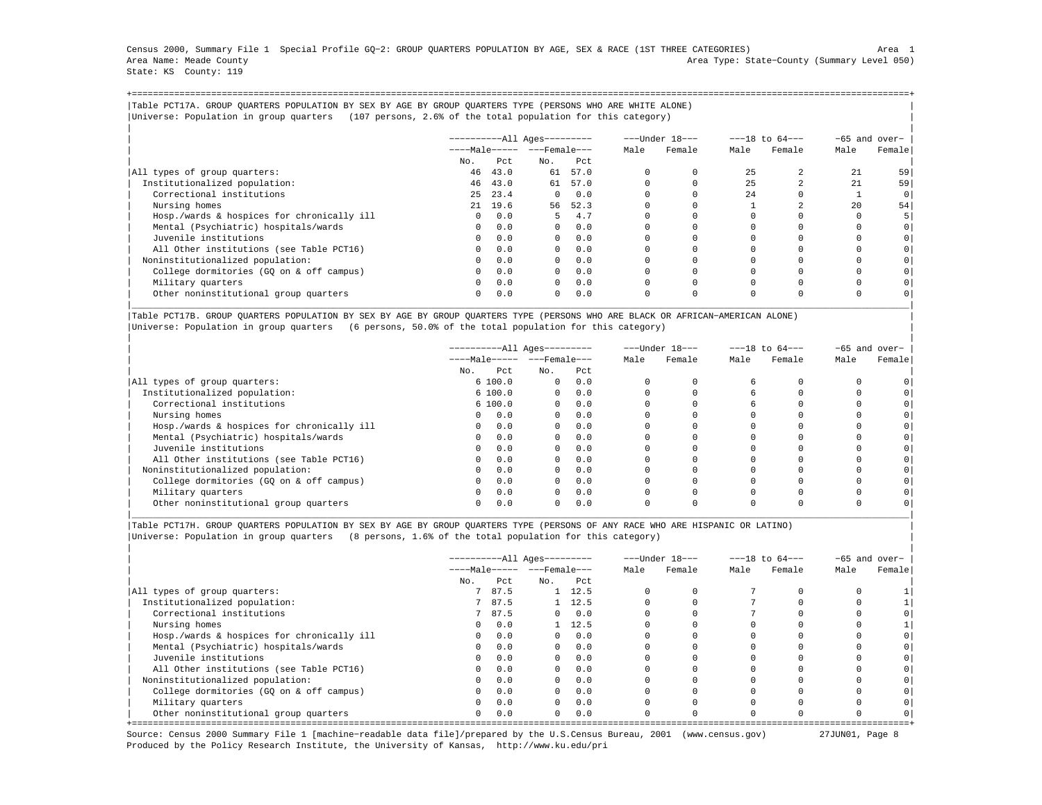Census 2000, Summary File 1 Special Profile GQ-2: GROUP QUARTERS POPULATION BY AGE, SEX & RACE (1ST THREE CATEGORIES) Area 1
Area Name: Meade County Area Type: State-County (Summary Level 050)
State: KS County: 119

## Table PCT17A. GROUP QUARTERS POPULATION BY SEX BY AGE BY GROUP QUARTERS TYPE (PERSONS WHO ARE WHITE ALONE)

Universe: Population in group quarters (107 persons, 2.6% of the total population for this category)

| | All Ages | | | | Under 18 | | 18 to 64 | | 65 and over | |
|---|---|---|---|---|---|---|---|---|---|---|
| | Male | | Female | | Male | Female | Male | Female | Male | Female |
| | No. | Pct | No. | Pct | | | | | | |
| All types of group quarters: | 46 | 43.0 | 61 | 57.0 | 0 | 0 | 25 | 2 | 21 | 59 |
| Institutionalized population: | 46 | 43.0 | 61 | 57.0 | 0 | 0 | 25 | 2 | 21 | 59 |
| Correctional institutions | 25 | 23.4 | 0 | 0.0 | 0 | 0 | 24 | 0 | 1 | 0 |
| Nursing homes | 21 | 19.6 | 56 | 52.3 | 0 | 0 | 1 | 2 | 20 | 54 |
| Hosp./wards & hospices for chronically ill | 0 | 0.0 | 5 | 4.7 | 0 | 0 | 0 | 0 | 0 | 5 |
| Mental (Psychiatric) hospitals/wards | 0 | 0.0 | 0 | 0.0 | 0 | 0 | 0 | 0 | 0 | 0 |
| Juvenile institutions | 0 | 0.0 | 0 | 0.0 | 0 | 0 | 0 | 0 | 0 | 0 |
| All Other institutions (see Table PCT16) | 0 | 0.0 | 0 | 0.0 | 0 | 0 | 0 | 0 | 0 | 0 |
| Noninstitutionalized population: | 0 | 0.0 | 0 | 0.0 | 0 | 0 | 0 | 0 | 0 | 0 |
| College dormitories (GQ on & off campus) | 0 | 0.0 | 0 | 0.0 | 0 | 0 | 0 | 0 | 0 | 0 |
| Military quarters | 0 | 0.0 | 0 | 0.0 | 0 | 0 | 0 | 0 | 0 | 0 |
| Other noninstitutional group quarters | 0 | 0.0 | 0 | 0.0 | 0 | 0 | 0 | 0 | 0 | 0 |

## Table PCT17B. GROUP QUARTERS POPULATION BY SEX BY AGE BY GROUP QUARTERS TYPE (PERSONS WHO ARE BLACK OR AFRICAN-AMERICAN ALONE)

Universe: Population in group quarters (6 persons, 50.0% of the total population for this category)

| | All Ages | | | | Under 18 | | 18 to 64 | | 65 and over | |
|---|---|---|---|---|---|---|---|---|---|---|
| | Male | | Female | | Male | Female | Male | Female | Male | Female |
| | No. | Pct | No. | Pct | | | | | | |
| All types of group quarters: | 6 | 100.0 | 0 | 0.0 | 0 | 0 | 6 | 0 | 0 | 0 |
| Institutionalized population: | 6 | 100.0 | 0 | 0.0 | 0 | 0 | 6 | 0 | 0 | 0 |
| Correctional institutions | 6 | 100.0 | 0 | 0.0 | 0 | 0 | 6 | 0 | 0 | 0 |
| Nursing homes | 0 | 0.0 | 0 | 0.0 | 0 | 0 | 0 | 0 | 0 | 0 |
| Hosp./wards & hospices for chronically ill | 0 | 0.0 | 0 | 0.0 | 0 | 0 | 0 | 0 | 0 | 0 |
| Mental (Psychiatric) hospitals/wards | 0 | 0.0 | 0 | 0.0 | 0 | 0 | 0 | 0 | 0 | 0 |
| Juvenile institutions | 0 | 0.0 | 0 | 0.0 | 0 | 0 | 0 | 0 | 0 | 0 |
| All Other institutions (see Table PCT16) | 0 | 0.0 | 0 | 0.0 | 0 | 0 | 0 | 0 | 0 | 0 |
| Noninstitutionalized population: | 0 | 0.0 | 0 | 0.0 | 0 | 0 | 0 | 0 | 0 | 0 |
| College dormitories (GQ on & off campus) | 0 | 0.0 | 0 | 0.0 | 0 | 0 | 0 | 0 | 0 | 0 |
| Military quarters | 0 | 0.0 | 0 | 0.0 | 0 | 0 | 0 | 0 | 0 | 0 |
| Other noninstitutional group quarters | 0 | 0.0 | 0 | 0.0 | 0 | 0 | 0 | 0 | 0 | 0 |

## Table PCT17H. GROUP QUARTERS POPULATION BY SEX BY AGE BY GROUP QUARTERS TYPE (PERSONS OF ANY RACE WHO ARE HISPANIC OR LATINO)

Universe: Population in group quarters (8 persons, 1.6% of the total population for this category)

| | All Ages | | | | Under 18 | | 18 to 64 | | 65 and over | |
|---|---|---|---|---|---|---|---|---|---|---|
| | Male | | Female | | Male | Female | Male | Female | Male | Female |
| | No. | Pct | No. | Pct | | | | | | |
| All types of group quarters: | 7 | 87.5 | 1 | 12.5 | 0 | 0 | 7 | 0 | 0 | 1 |
| Institutionalized population: | 7 | 87.5 | 1 | 12.5 | 0 | 0 | 7 | 0 | 0 | 1 |
| Correctional institutions | 7 | 87.5 | 0 | 0.0 | 0 | 0 | 7 | 0 | 0 | 0 |
| Nursing homes | 0 | 0.0 | 1 | 12.5 | 0 | 0 | 0 | 0 | 0 | 1 |
| Hosp./wards & hospices for chronically ill | 0 | 0.0 | 0 | 0.0 | 0 | 0 | 0 | 0 | 0 | 0 |
| Mental (Psychiatric) hospitals/wards | 0 | 0.0 | 0 | 0.0 | 0 | 0 | 0 | 0 | 0 | 0 |
| Juvenile institutions | 0 | 0.0 | 0 | 0.0 | 0 | 0 | 0 | 0 | 0 | 0 |
| All Other institutions (see Table PCT16) | 0 | 0.0 | 0 | 0.0 | 0 | 0 | 0 | 0 | 0 | 0 |
| Noninstitutionalized population: | 0 | 0.0 | 0 | 0.0 | 0 | 0 | 0 | 0 | 0 | 0 |
| College dormitories (GQ on & off campus) | 0 | 0.0 | 0 | 0.0 | 0 | 0 | 0 | 0 | 0 | 0 |
| Military quarters | 0 | 0.0 | 0 | 0.0 | 0 | 0 | 0 | 0 | 0 | 0 |
| Other noninstitutional group quarters | 0 | 0.0 | 0 | 0.0 | 0 | 0 | 0 | 0 | 0 | 0 |

Source: Census 2000 Summary File 1 [machine-readable data file]/prepared by the U.S.Census Bureau, 2001 (www.census.gov) 27JUN01
Produced by the Policy Research Institute, the University of Kansas, http://www.ku.edu/pri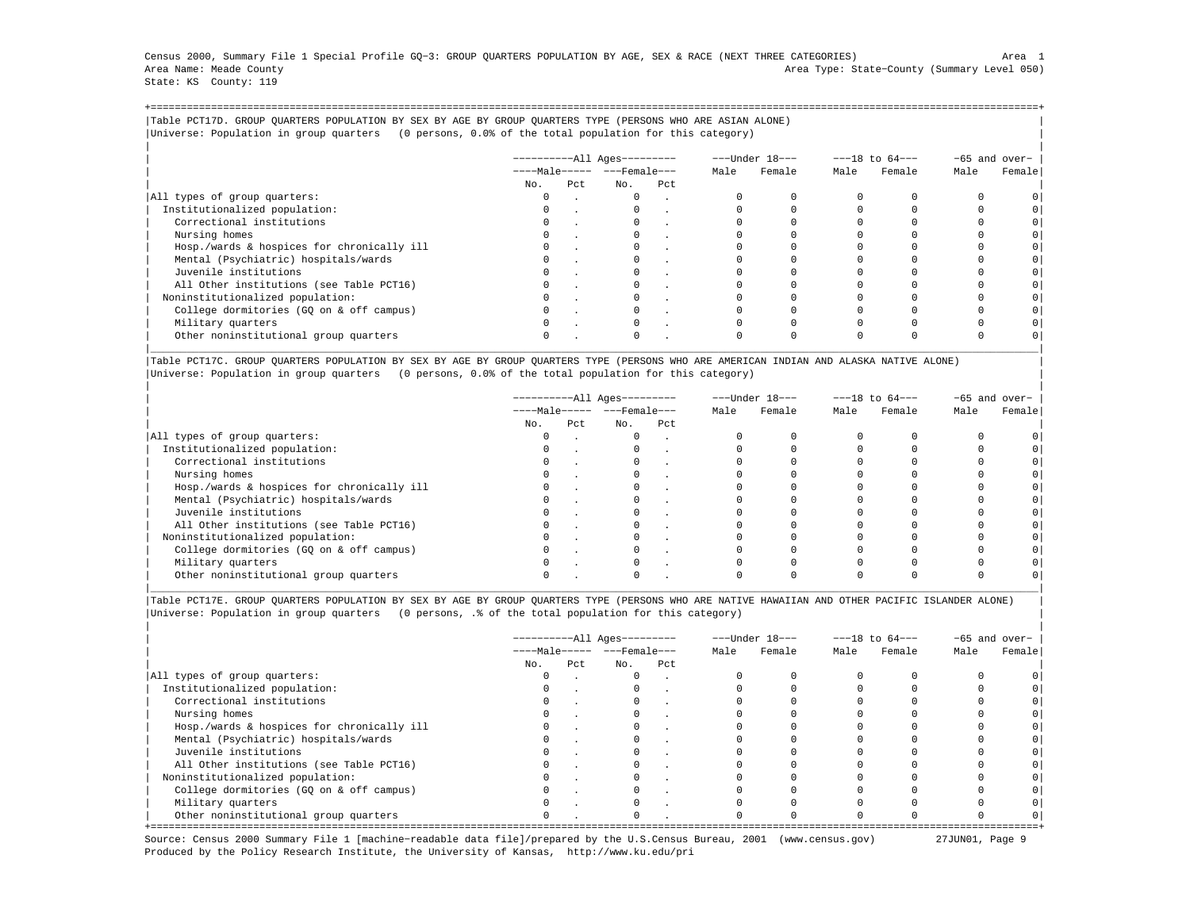Census 2000, Summary File 1 Special Profile GQ−3: GROUP QUARTERS POPULATION BY AGE, SEX & RACE (NEXT THREE CATEGORIES) Area 1
Area Name: Meade County Area Type: State−County (Summary Level 050)
State: KS County: 119

Table PCT17D. GROUP QUARTERS POPULATION BY SEX BY AGE BY GROUP QUARTERS TYPE (PERSONS WHO ARE ASIAN ALONE)
Universe: Population in group quarters (0 persons, 0.0% of the total population for this category)

| | All Ages | | | | Under 18 | | 18 to 64 | | 65 and over | |
|---|---|---|---|---|---|---|---|---|---|---|
| | Male | | Female | | Male | Female | Male | Female | Male | Female |
| | No. | Pct | No. | Pct | | | | | | |
| All types of group quarters: | 0 | . | 0 | . | 0 | 0 | 0 | 0 | 0 | 0 |
| Institutionalized population: | 0 | . | 0 | . | 0 | 0 | 0 | 0 | 0 | 0 |
| Correctional institutions | 0 | . | 0 | . | 0 | 0 | 0 | 0 | 0 | 0 |
| Nursing homes | 0 | . | 0 | . | 0 | 0 | 0 | 0 | 0 | 0 |
| Hosp./wards & hospices for chronically ill | 0 | . | 0 | . | 0 | 0 | 0 | 0 | 0 | 0 |
| Mental (Psychiatric) hospitals/wards | 0 | . | 0 | . | 0 | 0 | 0 | 0 | 0 | 0 |
| Juvenile institutions | 0 | . | 0 | . | 0 | 0 | 0 | 0 | 0 | 0 |
| All Other institutions (see Table PCT16) | 0 | . | 0 | . | 0 | 0 | 0 | 0 | 0 | 0 |
| Noninstitutionalized population: | 0 | . | 0 | . | 0 | 0 | 0 | 0 | 0 | 0 |
| College dormitories (GQ on & off campus) | 0 | . | 0 | . | 0 | 0 | 0 | 0 | 0 | 0 |
| Military quarters | 0 | . | 0 | . | 0 | 0 | 0 | 0 | 0 | 0 |
| Other noninstitutional group quarters | 0 | . | 0 | . | 0 | 0 | 0 | 0 | 0 | 0 |

Table PCT17C. GROUP QUARTERS POPULATION BY SEX BY AGE BY GROUP QUARTERS TYPE (PERSONS WHO ARE AMERICAN INDIAN AND ALASKA NATIVE ALONE)
Universe: Population in group quarters (0 persons, 0.0% of the total population for this category)

| | All Ages | | | | Under 18 | | 18 to 64 | | 65 and over | |
|---|---|---|---|---|---|---|---|---|---|---|
| | Male | | Female | | Male | Female | Male | Female | Male | Female |
| | No. | Pct | No. | Pct | | | | | | |
| All types of group quarters: | 0 | . | 0 | . | 0 | 0 | 0 | 0 | 0 | 0 |
| Institutionalized population: | 0 | . | 0 | . | 0 | 0 | 0 | 0 | 0 | 0 |
| Correctional institutions | 0 | . | 0 | . | 0 | 0 | 0 | 0 | 0 | 0 |
| Nursing homes | 0 | . | 0 | . | 0 | 0 | 0 | 0 | 0 | 0 |
| Hosp./wards & hospices for chronically ill | 0 | . | 0 | . | 0 | 0 | 0 | 0 | 0 | 0 |
| Mental (Psychiatric) hospitals/wards | 0 | . | 0 | . | 0 | 0 | 0 | 0 | 0 | 0 |
| Juvenile institutions | 0 | . | 0 | . | 0 | 0 | 0 | 0 | 0 | 0 |
| All Other institutions (see Table PCT16) | 0 | . | 0 | . | 0 | 0 | 0 | 0 | 0 | 0 |
| Noninstitutionalized population: | 0 | . | 0 | . | 0 | 0 | 0 | 0 | 0 | 0 |
| College dormitories (GQ on & off campus) | 0 | . | 0 | . | 0 | 0 | 0 | 0 | 0 | 0 |
| Military quarters | 0 | . | 0 | . | 0 | 0 | 0 | 0 | 0 | 0 |
| Other noninstitutional group quarters | 0 | . | 0 | . | 0 | 0 | 0 | 0 | 0 | 0 |

Table PCT17E. GROUP QUARTERS POPULATION BY SEX BY AGE BY GROUP QUARTERS TYPE (PERSONS WHO ARE NATIVE HAWAIIAN AND OTHER PACIFIC ISLANDER ALONE)
Universe: Population in group quarters (0 persons, .% of the total population for this category)

| | All Ages | | | | Under 18 | | 18 to 64 | | 65 and over | |
|---|---|---|---|---|---|---|---|---|---|---|
| | Male | | Female | | Male | Female | Male | Female | Male | Female |
| | No. | Pct | No. | Pct | | | | | | |
| All types of group quarters: | 0 | . | 0 | . | 0 | 0 | 0 | 0 | 0 | 0 |
| Institutionalized population: | 0 | . | 0 | . | 0 | 0 | 0 | 0 | 0 | 0 |
| Correctional institutions | 0 | . | 0 | . | 0 | 0 | 0 | 0 | 0 | 0 |
| Nursing homes | 0 | . | 0 | . | 0 | 0 | 0 | 0 | 0 | 0 |
| Hosp./wards & hospices for chronically ill | 0 | . | 0 | . | 0 | 0 | 0 | 0 | 0 | 0 |
| Mental (Psychiatric) hospitals/wards | 0 | . | 0 | . | 0 | 0 | 0 | 0 | 0 | 0 |
| Juvenile institutions | 0 | . | 0 | . | 0 | 0 | 0 | 0 | 0 | 0 |
| All Other institutions (see Table PCT16) | 0 | . | 0 | . | 0 | 0 | 0 | 0 | 0 | 0 |
| Noninstitutionalized population: | 0 | . | 0 | . | 0 | 0 | 0 | 0 | 0 | 0 |
| College dormitories (GQ on & off campus) | 0 | . | 0 | . | 0 | 0 | 0 | 0 | 0 | 0 |
| Military quarters | 0 | . | 0 | . | 0 | 0 | 0 | 0 | 0 | 0 |
| Other noninstitutional group quarters | 0 | . | 0 | . | 0 | 0 | 0 | 0 | 0 | 0 |

Source: Census 2000 Summary File 1 [machine−readable data file]/prepared by the U.S.Census Bureau, 2001 (www.census.gov) 27JUN01
Produced by the Policy Research Institute, the University of Kansas, http://www.ku.edu/pri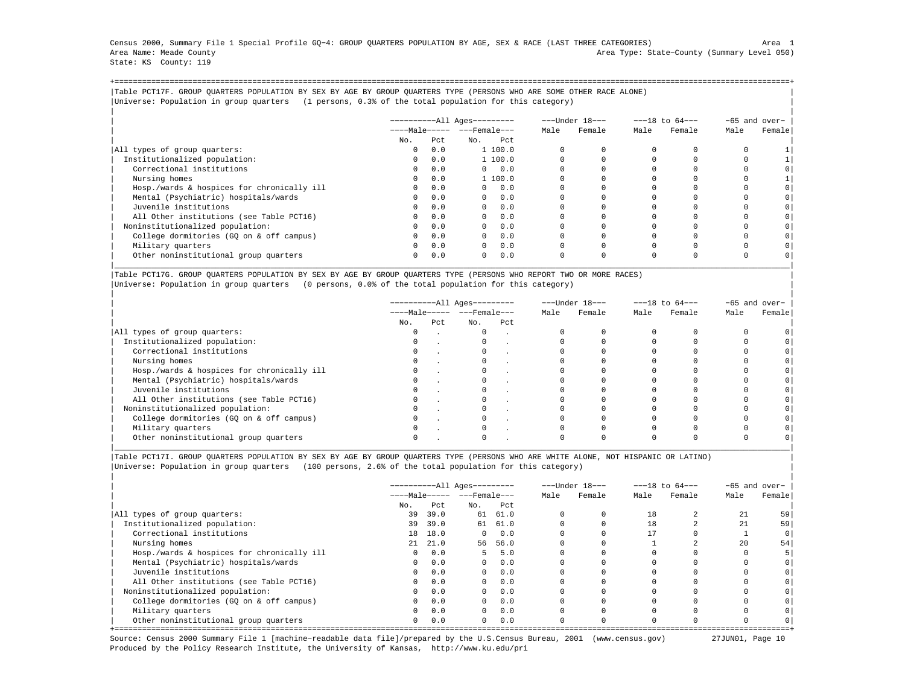Census 2000, Summary File 1 Special Profile GQ-4: GROUP QUARTERS POPULATION BY AGE, SEX & RACE (LAST THREE CATEGORIES) Area 1
Area Name: Meade County Area Type: State-County (Summary Level 050)
State: KS County: 119

## Table PCT17F. GROUP QUARTERS POPULATION BY SEX BY AGE BY GROUP QUARTERS TYPE (PERSONS WHO ARE SOME OTHER RACE ALONE)

Universe: Population in group quarters (1 persons, 0.3% of the total population for this category)

| | All Ages | | | | Under 18 | | 18 to 64 | | 65 and over | |
|---|---|---|---|---|---|---|---|---|---|---|
| | Male | | Female | | Male | Female | Male | Female | Male | Female |
| | No. | Pct | No. | Pct | | | | | | |
| All types of group quarters: | 0 | 0.0 | 1 | 100.0 | 0 | 0 | 0 | 0 | 0 | 1 |
| Institutionalized population: | 0 | 0.0 | 1 | 100.0 | 0 | 0 | 0 | 0 | 0 | 1 |
| Correctional institutions | 0 | 0.0 | 0 | 0.0 | 0 | 0 | 0 | 0 | 0 | 0 |
| Nursing homes | 0 | 0.0 | 1 | 100.0 | 0 | 0 | 0 | 0 | 0 | 1 |
| Hosp./wards & hospices for chronically ill | 0 | 0.0 | 0 | 0.0 | 0 | 0 | 0 | 0 | 0 | 0 |
| Mental (Psychiatric) hospitals/wards | 0 | 0.0 | 0 | 0.0 | 0 | 0 | 0 | 0 | 0 | 0 |
| Juvenile institutions | 0 | 0.0 | 0 | 0.0 | 0 | 0 | 0 | 0 | 0 | 0 |
| All Other institutions (see Table PCT16) | 0 | 0.0 | 0 | 0.0 | 0 | 0 | 0 | 0 | 0 | 0 |
| Noninstitutionalized population: | 0 | 0.0 | 0 | 0.0 | 0 | 0 | 0 | 0 | 0 | 0 |
| College dormitories (GQ on & off campus) | 0 | 0.0 | 0 | 0.0 | 0 | 0 | 0 | 0 | 0 | 0 |
| Military quarters | 0 | 0.0 | 0 | 0.0 | 0 | 0 | 0 | 0 | 0 | 0 |
| Other noninstitutional group quarters | 0 | 0.0 | 0 | 0.0 | 0 | 0 | 0 | 0 | 0 | 0 |

## Table PCT17G. GROUP QUARTERS POPULATION BY SEX BY AGE BY GROUP QUARTERS TYPE (PERSONS WHO REPORT TWO OR MORE RACES)

Universe: Population in group quarters (0 persons, 0.0% of the total population for this category)

| | All Ages | | | | Under 18 | | 18 to 64 | | 65 and over | |
|---|---|---|---|---|---|---|---|---|---|---|
| | Male | | Female | | Male | Female | Male | Female | Male | Female |
| | No. | Pct | No. | Pct | | | | | | |
| All types of group quarters: | 0 | . | 0 | . | 0 | 0 | 0 | 0 | 0 | 0 |
| Institutionalized population: | 0 | . | 0 | . | 0 | 0 | 0 | 0 | 0 | 0 |
| Correctional institutions | 0 | . | 0 | . | 0 | 0 | 0 | 0 | 0 | 0 |
| Nursing homes | 0 | . | 0 | . | 0 | 0 | 0 | 0 | 0 | 0 |
| Hosp./wards & hospices for chronically ill | 0 | . | 0 | . | 0 | 0 | 0 | 0 | 0 | 0 |
| Mental (Psychiatric) hospitals/wards | 0 | . | 0 | . | 0 | 0 | 0 | 0 | 0 | 0 |
| Juvenile institutions | 0 | . | 0 | . | 0 | 0 | 0 | 0 | 0 | 0 |
| All Other institutions (see Table PCT16) | 0 | . | 0 | . | 0 | 0 | 0 | 0 | 0 | 0 |
| Noninstitutionalized population: | 0 | . | 0 | . | 0 | 0 | 0 | 0 | 0 | 0 |
| College dormitories (GQ on & off campus) | 0 | . | 0 | . | 0 | 0 | 0 | 0 | 0 | 0 |
| Military quarters | 0 | . | 0 | . | 0 | 0 | 0 | 0 | 0 | 0 |
| Other noninstitutional group quarters | 0 | . | 0 | . | 0 | 0 | 0 | 0 | 0 | 0 |

## Table PCT17I. GROUP QUARTERS POPULATION BY SEX BY AGE BY GROUP QUARTERS TYPE (PERSONS WHO ARE WHITE ALONE, NOT HISPANIC OR LATINO)

Universe: Population in group quarters (100 persons, 2.6% of the total population for this category)

| | All Ages | | | | Under 18 | | 18 to 64 | | 65 and over | |
|---|---|---|---|---|---|---|---|---|---|---|
| | Male | | Female | | Male | Female | Male | Female | Male | Female |
| | No. | Pct | No. | Pct | | | | | | |
| All types of group quarters: | 39 | 39.0 | 61 | 61.0 | 0 | 0 | 18 | 2 | 21 | 59 |
| Institutionalized population: | 39 | 39.0 | 61 | 61.0 | 0 | 0 | 18 | 2 | 21 | 59 |
| Correctional institutions | 18 | 18.0 | 0 | 0.0 | 0 | 0 | 17 | 0 | 1 | 0 |
| Nursing homes | 21 | 21.0 | 56 | 56.0 | 0 | 0 | 1 | 2 | 20 | 54 |
| Hosp./wards & hospices for chronically ill | 0 | 0.0 | 5 | 5.0 | 0 | 0 | 0 | 0 | 0 | 5 |
| Mental (Psychiatric) hospitals/wards | 0 | 0.0 | 0 | 0.0 | 0 | 0 | 0 | 0 | 0 | 0 |
| Juvenile institutions | 0 | 0.0 | 0 | 0.0 | 0 | 0 | 0 | 0 | 0 | 0 |
| All Other institutions (see Table PCT16) | 0 | 0.0 | 0 | 0.0 | 0 | 0 | 0 | 0 | 0 | 0 |
| Noninstitutionalized population: | 0 | 0.0 | 0 | 0.0 | 0 | 0 | 0 | 0 | 0 | 0 |
| College dormitories (GQ on & off campus) | 0 | 0.0 | 0 | 0.0 | 0 | 0 | 0 | 0 | 0 | 0 |
| Military quarters | 0 | 0.0 | 0 | 0.0 | 0 | 0 | 0 | 0 | 0 | 0 |
| Other noninstitutional group quarters | 0 | 0.0 | 0 | 0.0 | 0 | 0 | 0 | 0 | 0 | 0 |

Source: Census 2000 Summary File 1 [machine-readable data file]/prepared by the U.S.Census Bureau, 2001 (www.census.gov) 27JUN01
Produced by the Policy Research Institute, the University of Kansas, http://www.ku.edu/pri